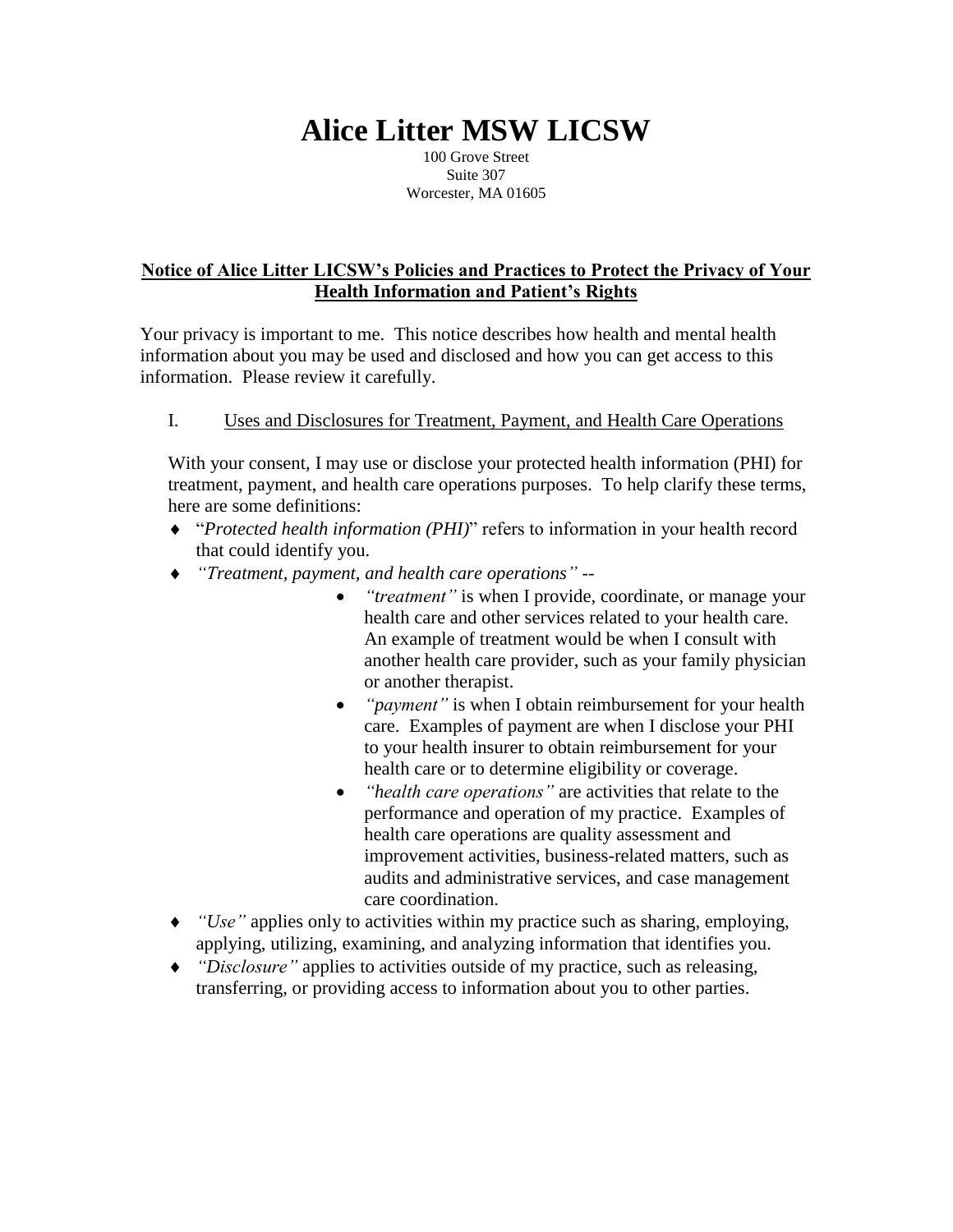# Alice Litter MSW LICSW

100 Grove Street
Suite 307
Worcester, MA 01605

**Notice of Alice Litter LICSW's Policies and Practices to Protect the Privacy of Your Health Information and Patient's Rights**

Your privacy is important to me. This notice describes how health and mental health information about you may be used and disclosed and how you can get access to this information. Please review it carefully.

## I. Uses and Disclosures for Treatment, Payment, and Health Care Operations

With your consent, I may use or disclose your protected health information (PHI) for treatment, payment, and health care operations purposes. To help clarify these terms, here are some definitions:

- "*Protected health information (PHI)*" refers to information in your health record that could identify you.
- *"Treatment, payment, and health care operations"* --
  - *"treatment"* is when I provide, coordinate, or manage your health care and other services related to your health care. An example of treatment would be when I consult with another health care provider, such as your family physician or another therapist.
  - *"payment"* is when I obtain reimbursement for your health care. Examples of payment are when I disclose your PHI to your health insurer to obtain reimbursement for your health care or to determine eligibility or coverage.
  - *"health care operations"* are activities that relate to the performance and operation of my practice. Examples of health care operations are quality assessment and improvement activities, business-related matters, such as audits and administrative services, and case management care coordination.
- *"Use"* applies only to activities within my practice such as sharing, employing, applying, utilizing, examining, and analyzing information that identifies you.
- *"Disclosure"* applies to activities outside of my practice, such as releasing, transferring, or providing access to information about you to other parties.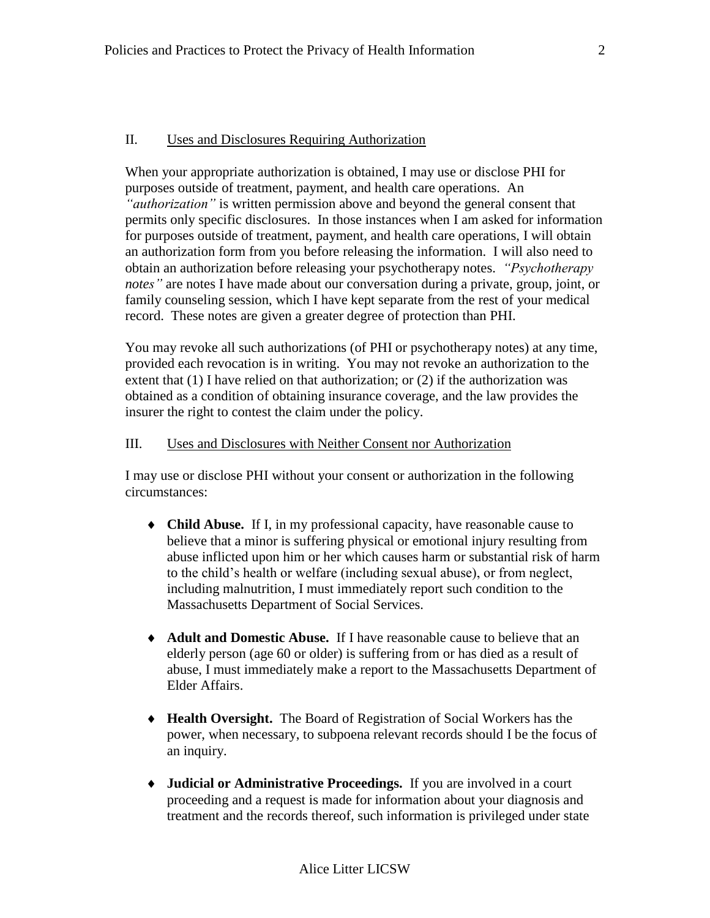## II. <u>Uses and Disclosures Requiring Authorization</u>

When your appropriate authorization is obtained, I may use or disclose PHI for purposes outside of treatment, payment, and health care operations. An *"authorization"* is written permission above and beyond the general consent that permits only specific disclosures. In those instances when I am asked for information for purposes outside of treatment, payment, and health care operations, I will obtain an authorization form from you before releasing the information. I will also need to obtain an authorization before releasing your psychotherapy notes. *"Psychotherapy notes"* are notes I have made about our conversation during a private, group, joint, or family counseling session, which I have kept separate from the rest of your medical record. These notes are given a greater degree of protection than PHI.

You may revoke all such authorizations (of PHI or psychotherapy notes) at any time, provided each revocation is in writing. You may not revoke an authorization to the extent that (1) I have relied on that authorization; or (2) if the authorization was obtained as a condition of obtaining insurance coverage, and the law provides the insurer the right to contest the claim under the policy.

## III. <u>Uses and Disclosures with Neither Consent nor Authorization</u>

I may use or disclose PHI without your consent or authorization in the following circumstances:

- **Child Abuse.** If I, in my professional capacity, have reasonable cause to believe that a minor is suffering physical or emotional injury resulting from abuse inflicted upon him or her which causes harm or substantial risk of harm to the child's health or welfare (including sexual abuse), or from neglect, including malnutrition, I must immediately report such condition to the Massachusetts Department of Social Services.

- **Adult and Domestic Abuse.** If I have reasonable cause to believe that an elderly person (age 60 or older) is suffering from or has died as a result of abuse, I must immediately make a report to the Massachusetts Department of Elder Affairs.

- **Health Oversight.** The Board of Registration of Social Workers has the power, when necessary, to subpoena relevant records should I be the focus of an inquiry.

- **Judicial or Administrative Proceedings.** If you are involved in a court proceeding and a request is made for information about your diagnosis and treatment and the records thereof, such information is privileged under state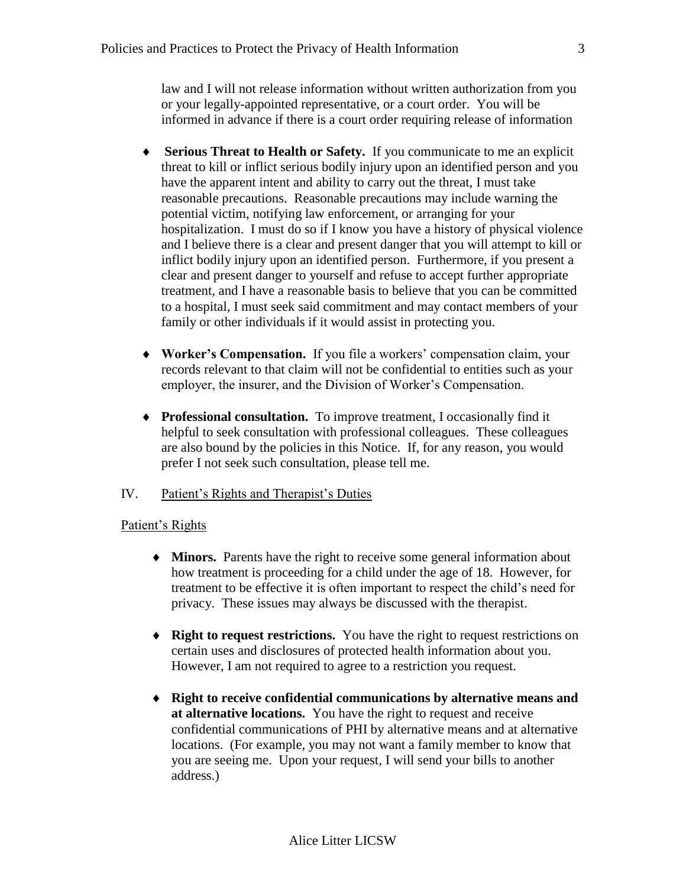law and I will not release information without written authorization from you or your legally-appointed representative, or a court order. You will be informed in advance if there is a court order requiring release of information

- **Serious Threat to Health or Safety.** If you communicate to me an explicit threat to kill or inflict serious bodily injury upon an identified person and you have the apparent intent and ability to carry out the threat, I must take reasonable precautions. Reasonable precautions may include warning the potential victim, notifying law enforcement, or arranging for your hospitalization. I must do so if I know you have a history of physical violence and I believe there is a clear and present danger that you will attempt to kill or inflict bodily injury upon an identified person. Furthermore, if you present a clear and present danger to yourself and refuse to accept further appropriate treatment, and I have a reasonable basis to believe that you can be committed to a hospital, I must seek said commitment and may contact members of your family or other individuals if it would assist in protecting you.

- **Worker's Compensation.** If you file a workers' compensation claim, your records relevant to that claim will not be confidential to entities such as your employer, the insurer, and the Division of Worker's Compensation.

- **Professional consultation.** To improve treatment, I occasionally find it helpful to seek consultation with professional colleagues. These colleagues are also bound by the policies in this Notice. If, for any reason, you would prefer I not seek such consultation, please tell me.

## IV. Patient's Rights and Therapist's Duties

### Patient's Rights

- **Minors.** Parents have the right to receive some general information about how treatment is proceeding for a child under the age of 18. However, for treatment to be effective it is often important to respect the child's need for privacy. These issues may always be discussed with the therapist.

- **Right to request restrictions.** You have the right to request restrictions on certain uses and disclosures of protected health information about you. However, I am not required to agree to a restriction you request.

- **Right to receive confidential communications by alternative means and at alternative locations.** You have the right to request and receive confidential communications of PHI by alternative means and at alternative locations. (For example, you may not want a family member to know that you are seeing me. Upon your request, I will send your bills to another address.)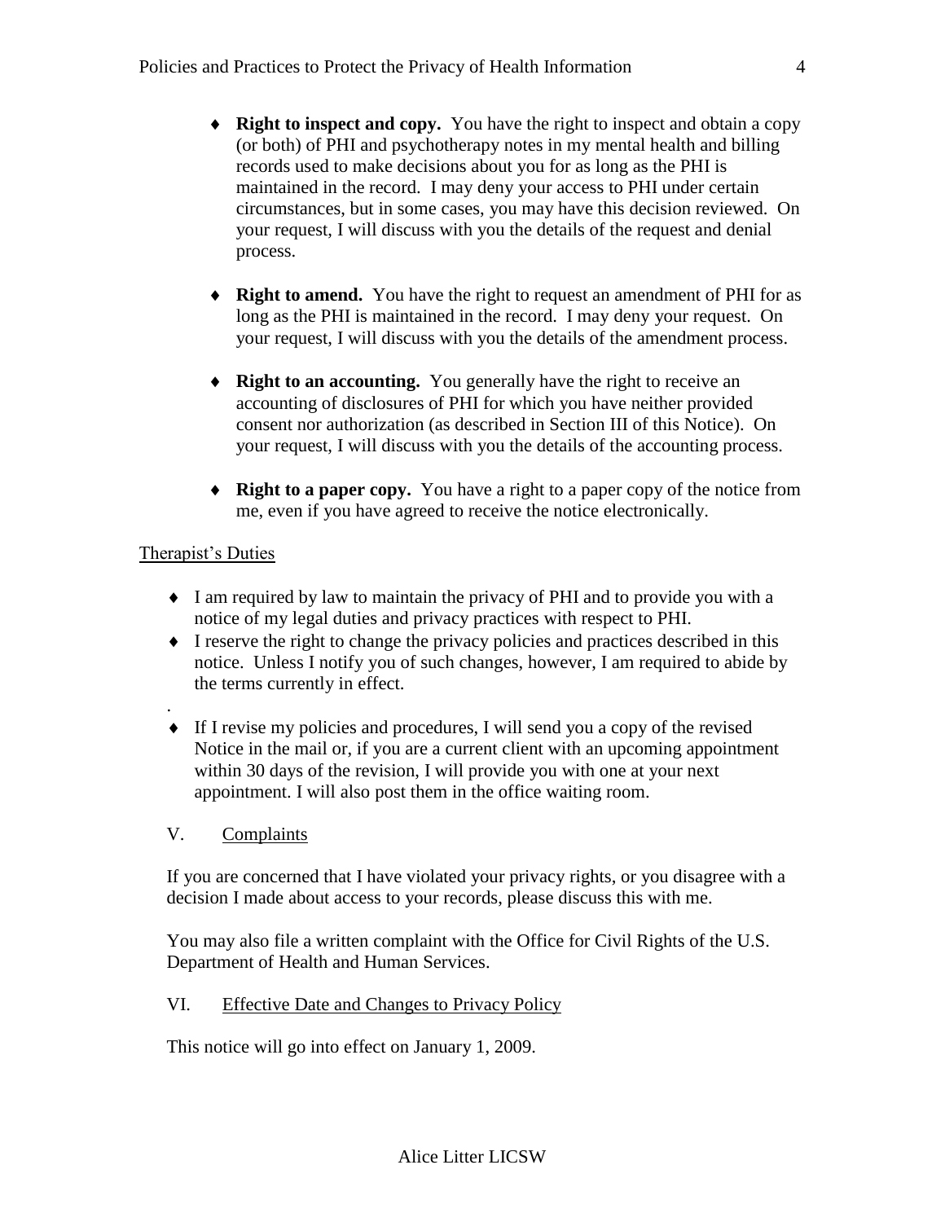- **Right to inspect and copy.** You have the right to inspect and obtain a copy (or both) of PHI and psychotherapy notes in my mental health and billing records used to make decisions about you for as long as the PHI is maintained in the record. I may deny your access to PHI under certain circumstances, but in some cases, you may have this decision reviewed. On your request, I will discuss with you the details of the request and denial process.

- **Right to amend.** You have the right to request an amendment of PHI for as long as the PHI is maintained in the record. I may deny your request. On your request, I will discuss with you the details of the amendment process.

- **Right to an accounting.** You generally have the right to receive an accounting of disclosures of PHI for which you have neither provided consent nor authorization (as described in Section III of this Notice). On your request, I will discuss with you the details of the accounting process.

- **Right to a paper copy.** You have a right to a paper copy of the notice from me, even if you have agreed to receive the notice electronically.

Therapist's Duties

- I am required by law to maintain the privacy of PHI and to provide you with a notice of my legal duties and privacy practices with respect to PHI.
- I reserve the right to change the privacy policies and practices described in this notice. Unless I notify you of such changes, however, I am required to abide by the terms currently in effect.

.

- If I revise my policies and procedures, I will send you a copy of the revised Notice in the mail or, if you are a current client with an upcoming appointment within 30 days of the revision, I will provide you with one at your next appointment. I will also post them in the office waiting room.

## V. Complaints

If you are concerned that I have violated your privacy rights, or you disagree with a decision I made about access to your records, please discuss this with me.

You may also file a written complaint with the Office for Civil Rights of the U.S. Department of Health and Human Services.

## VI. Effective Date and Changes to Privacy Policy

This notice will go into effect on January 1, 2009.

Alice Litter LICSW